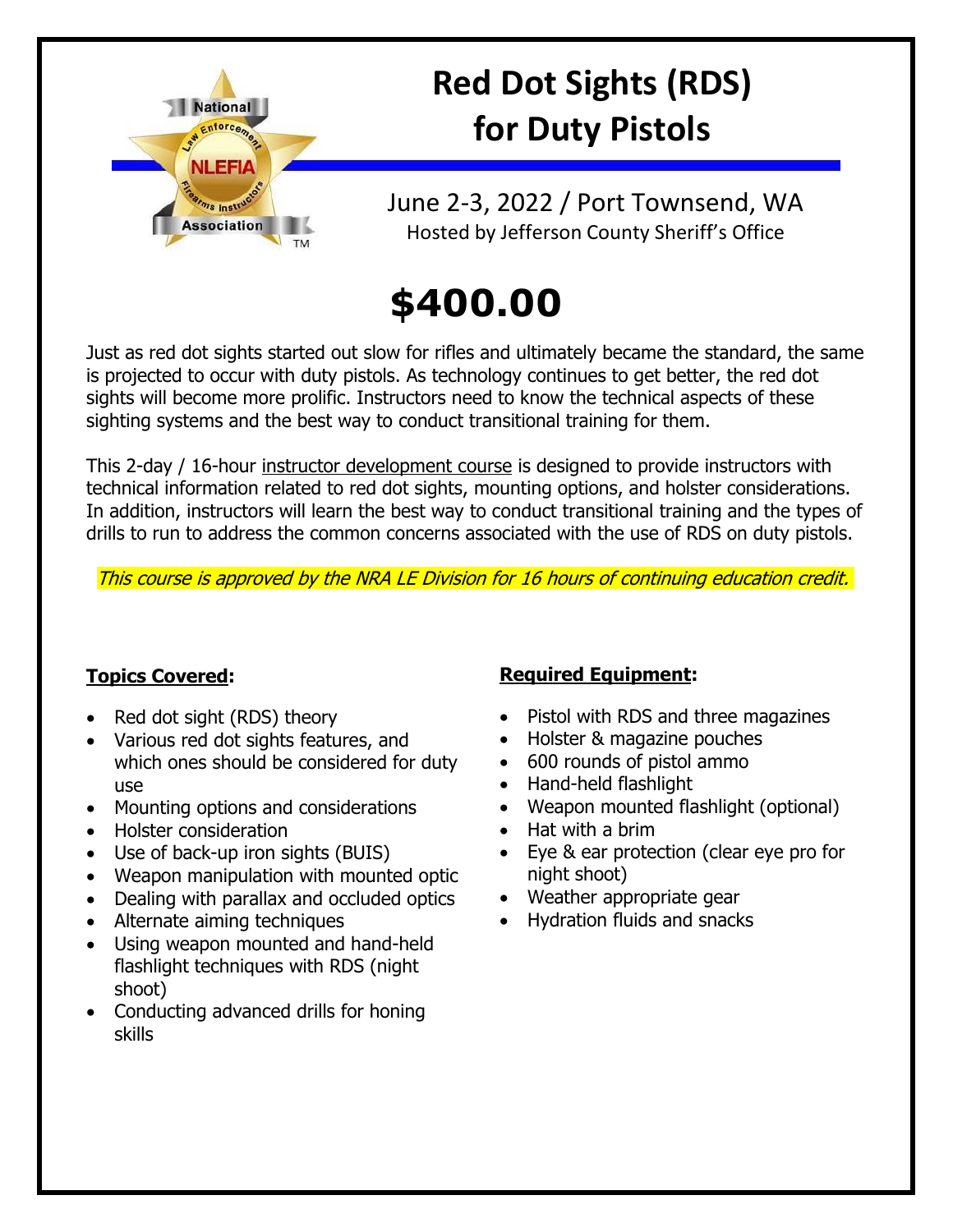# Red Dot Sights (RDS) for Duty Pistols

June 2-3, 2022 / Port Townsend, WA

Hosted by Jefferson County Sheriff's Office

# $400.00

Just as red dot sights started out slow for rifles and ultimately became the standard, the same is projected to occur with duty pistols. As technology continues to get better, the red dot sights will become more prolific. Instructors need to know the technical aspects of these sighting systems and the best way to conduct transitional training for them.

This 2-day / 16-hour instructor development course is designed to provide instructors with technical information related to red dot sights, mounting options, and holster considerations. In addition, instructors will learn the best way to conduct transitional training and the types of drills to run to address the common concerns associated with the use of RDS on duty pistols.

*This course is approved by the NRA LE Division for 16 hours of continuing education credit.*

**Topics Covered:**

- Red dot sight (RDS) theory
- Various red dot sights features, and which ones should be considered for duty use
- Mounting options and considerations
- Holster consideration
- Use of back-up iron sights (BUIS)
- Weapon manipulation with mounted optic
- Dealing with parallax and occluded optics
- Alternate aiming techniques
- Using weapon mounted and hand-held flashlight techniques with RDS (night shoot)
- Conducting advanced drills for honing skills

**Required Equipment:**

- Pistol with RDS and three magazines
- Holster & magazine pouches
- 600 rounds of pistol ammo
- Hand-held flashlight
- Weapon mounted flashlight (optional)
- Hat with a brim
- Eye & ear protection (clear eye pro for night shoot)
- Weather appropriate gear
- Hydration fluids and snacks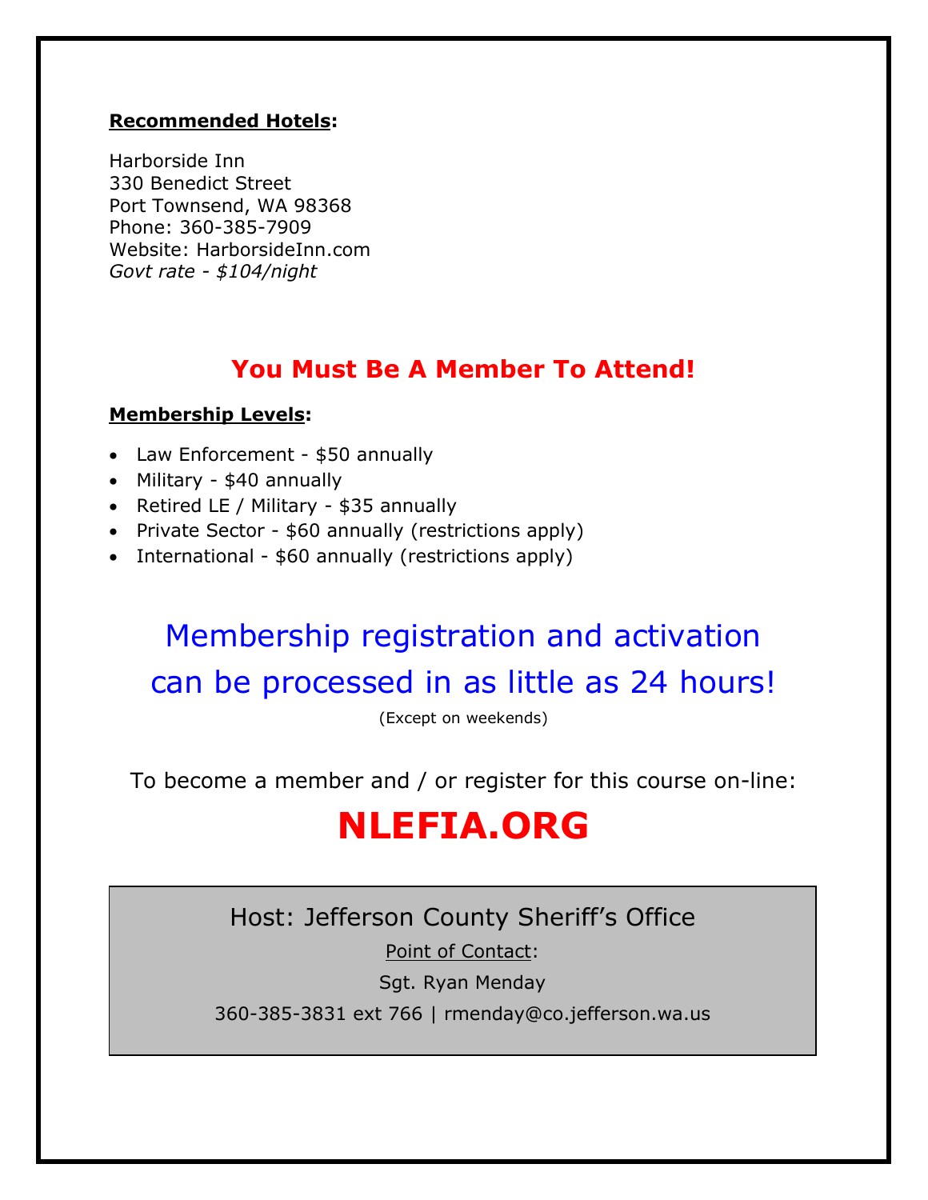**Recommended Hotels**:

Harborside Inn
330 Benedict Street
Port Townsend, WA 98368
Phone: 360-385-7909
Website: HarborsideInn.com
*Govt rate - $104/night*

## You Must Be A Member To Attend!

**Membership Levels**:

- Law Enforcement - $50 annually
- Military - $40 annually
- Retired LE / Military - $35 annually
- Private Sector - $60 annually (restrictions apply)
- International - $60 annually (restrictions apply)

## Membership registration and activation can be processed in as little as 24 hours!

(Except on weekends)

To become a member and / or register for this course on-line:

# NLEFIA.ORG

Host: Jefferson County Sheriff's Office

Point of Contact:

Sgt. Ryan Menday

360-385-3831 ext 766 | rmenday@co.jefferson.wa.us